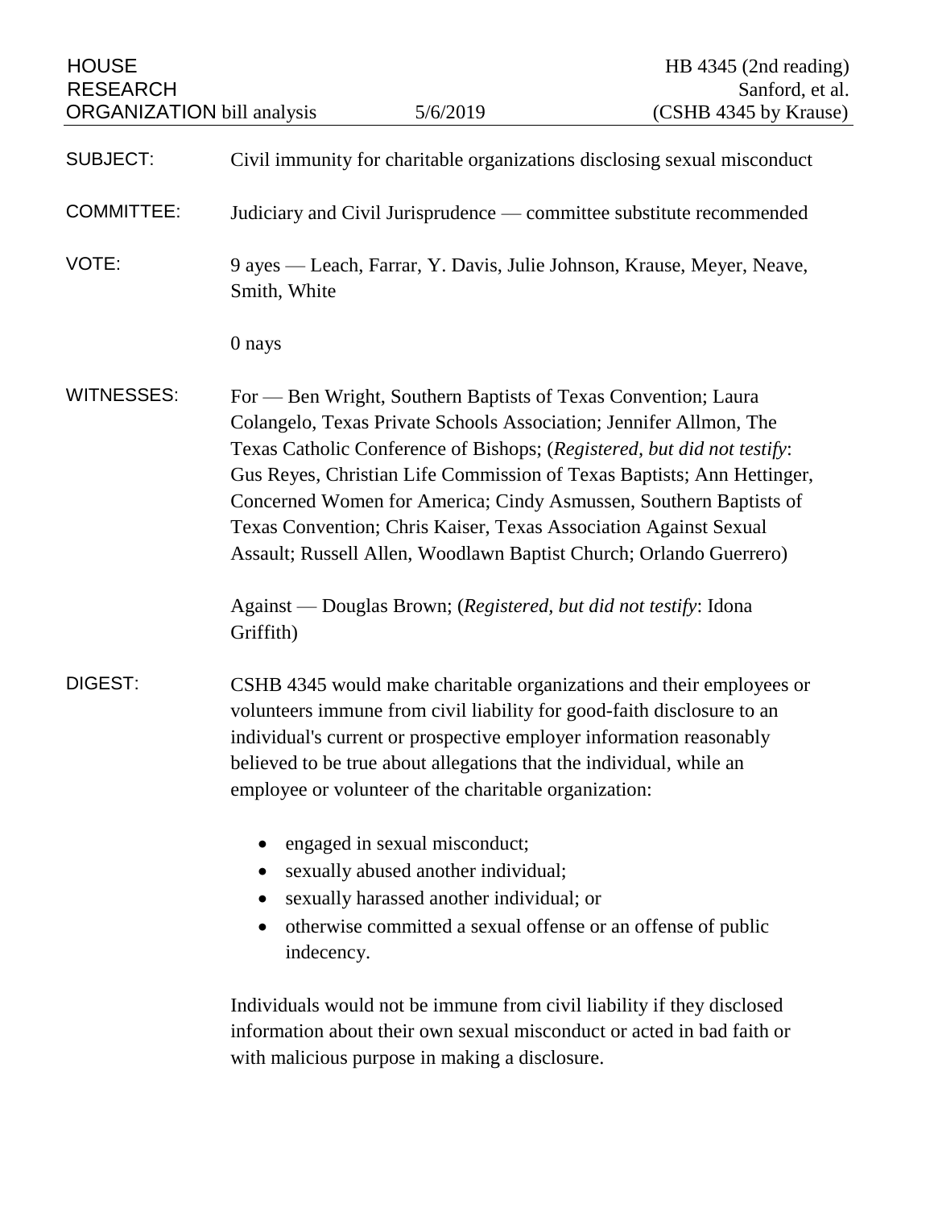HOUSE RESEARCH ORGANIZATION bill analysis — 5/6/2019 — HB 4345 (2nd reading), Sanford, et al. (CSHB 4345 by Krause)

**SUBJECT:** Civil immunity for charitable organizations disclosing sexual misconduct

**COMMITTEE:** Judiciary and Civil Jurisprudence — committee substitute recommended

**VOTE:** 9 ayes — Leach, Farrar, Y. Davis, Julie Johnson, Krause, Meyer, Neave, Smith, White

0 nays

**WITNESSES:** For — Ben Wright, Southern Baptists of Texas Convention; Laura Colangelo, Texas Private Schools Association; Jennifer Allmon, The Texas Catholic Conference of Bishops; (*Registered, but did not testify*: Gus Reyes, Christian Life Commission of Texas Baptists; Ann Hettinger, Concerned Women for America; Cindy Asmussen, Southern Baptists of Texas Convention; Chris Kaiser, Texas Association Against Sexual Assault; Russell Allen, Woodlawn Baptist Church; Orlando Guerrero)

Against — Douglas Brown; (*Registered, but did not testify*: Idona Griffith)

**DIGEST:** CSHB 4345 would make charitable organizations and their employees or volunteers immune from civil liability for good-faith disclosure to an individual's current or prospective employer information reasonably believed to be true about allegations that the individual, while an employee or volunteer of the charitable organization:

- engaged in sexual misconduct;
- sexually abused another individual;
- sexually harassed another individual; or
- otherwise committed a sexual offense or an offense of public indecency.

Individuals would not be immune from civil liability if they disclosed information about their own sexual misconduct or acted in bad faith or with malicious purpose in making a disclosure.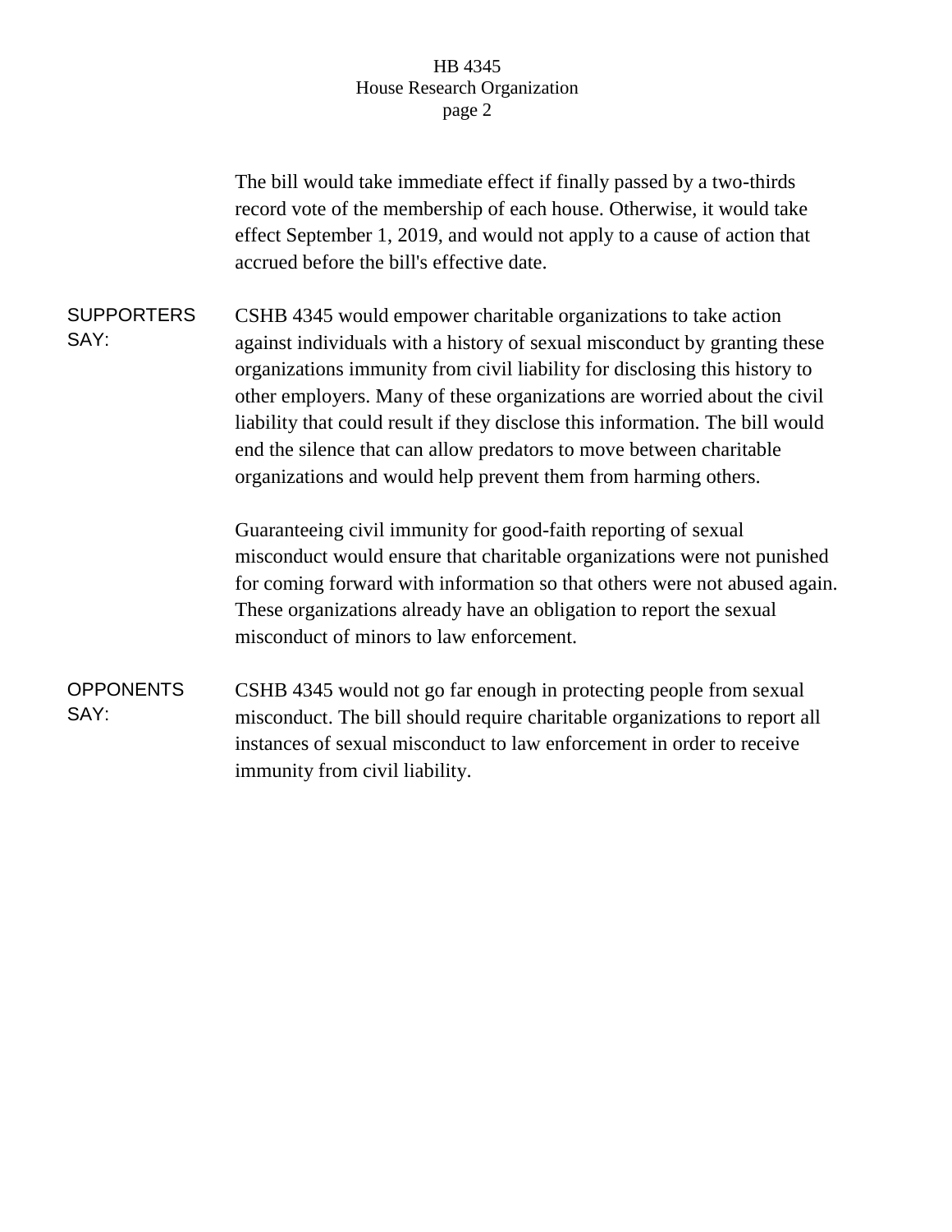The bill would take immediate effect if finally passed by a two-thirds record vote of the membership of each house. Otherwise, it would take effect September 1, 2019, and would not apply to a cause of action that accrued before the bill's effective date.

**SUPPORTERS SAY:**

CSHB 4345 would empower charitable organizations to take action against individuals with a history of sexual misconduct by granting these organizations immunity from civil liability for disclosing this history to other employers. Many of these organizations are worried about the civil liability that could result if they disclose this information. The bill would end the silence that can allow predators to move between charitable organizations and would help prevent them from harming others.

Guaranteeing civil immunity for good-faith reporting of sexual misconduct would ensure that charitable organizations were not punished for coming forward with information so that others were not abused again. These organizations already have an obligation to report the sexual misconduct of minors to law enforcement.

**OPPONENTS SAY:**

CSHB 4345 would not go far enough in protecting people from sexual misconduct. The bill should require charitable organizations to report all instances of sexual misconduct to law enforcement in order to receive immunity from civil liability.